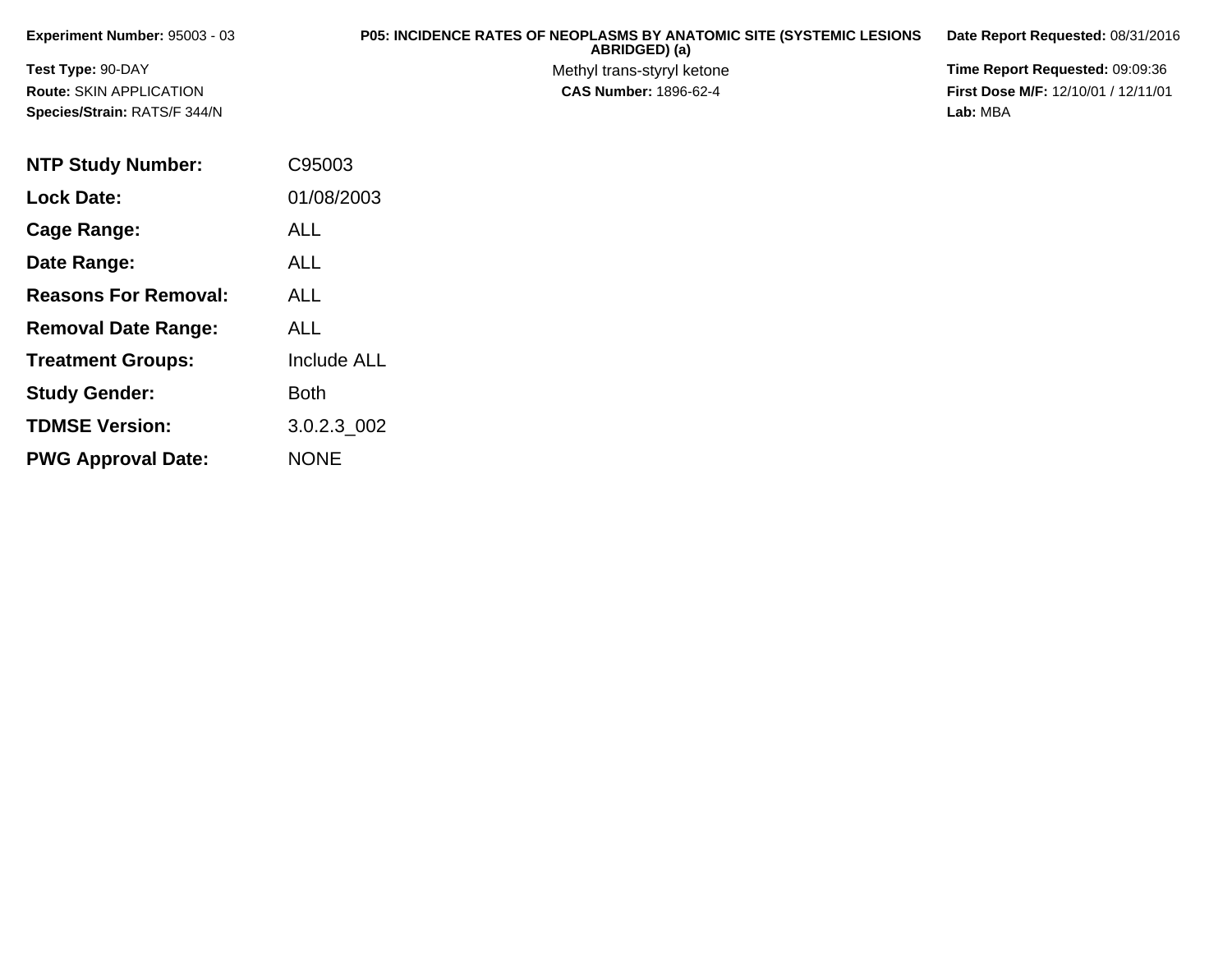**Experiment Number:** 95003 - 03

**Test Type:** 90-DAY

**Route:** SKIN APPLICATION

**Species/Strain:** RATS/F 344/N

# P05: INCIDENCE RATES OF NEOPLASMS BY ANATOMIC SITE (SYSTEMIC LESIONS ABRIDGED) (a)

Methyl trans-styryl ketone

**CAS Number:** 1896-62-4

**Date Report Requested:** 08/31/2016

**Time Report Requested:** 09:09:36

**First Dose M/F:** 12/10/01 / 12/11/01

**Lab:** MBA

| | |
|---|---|
| **NTP Study Number:** | C95003 |
| **Lock Date:** | 01/08/2003 |
| **Cage Range:** | ALL |
| **Date Range:** | ALL |
| **Reasons For Removal:** | ALL |
| **Removal Date Range:** | ALL |
| **Treatment Groups:** | Include ALL |
| **Study Gender:** | Both |
| **TDMSE Version:** | 3.0.2.3_002 |
| **PWG Approval Date:** | NONE |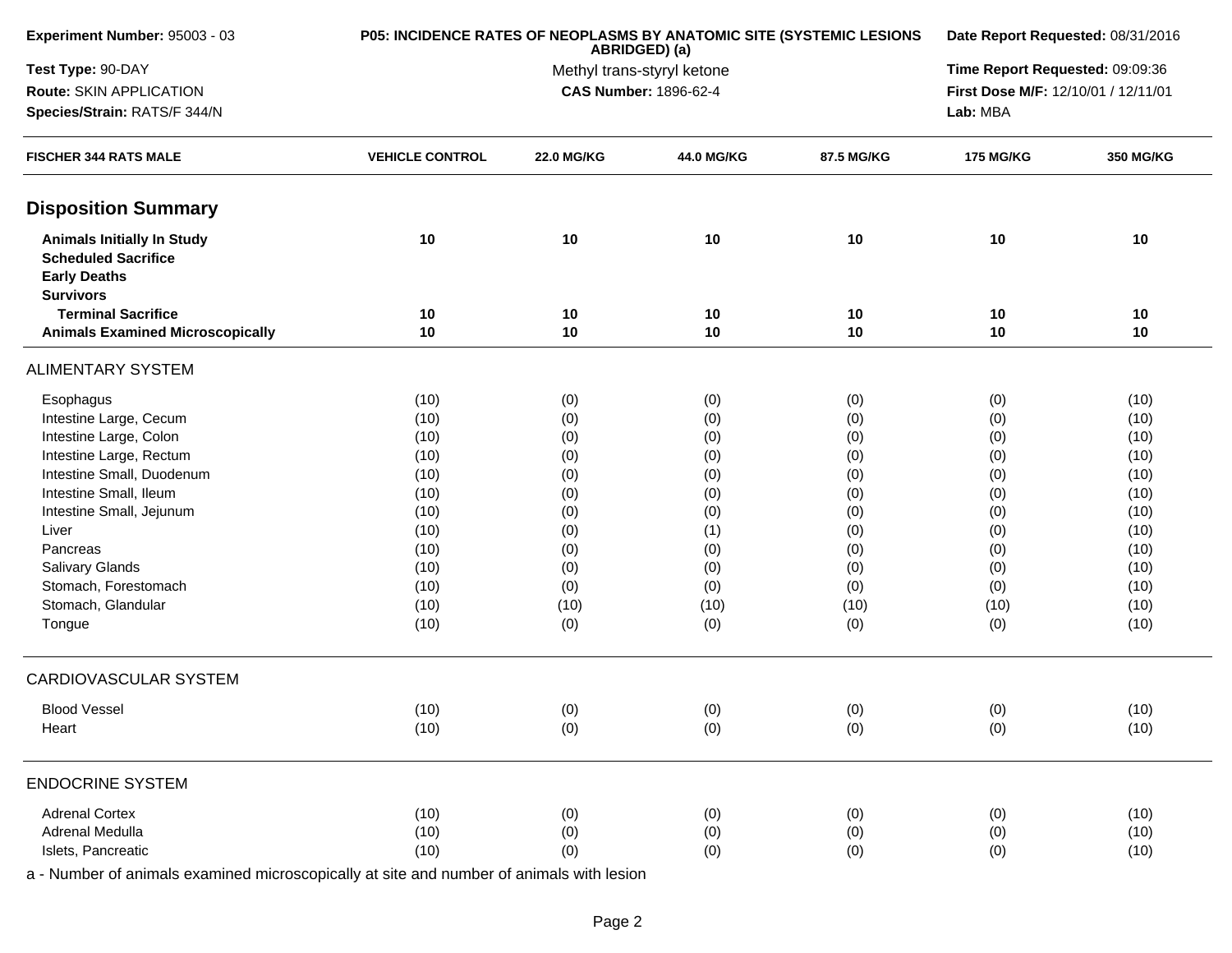**Experiment Number:** 95003 - 03
**Test Type:** 90-DAY
**Route:** SKIN APPLICATION
**Species/Strain:** RATS/F 344/N

**P05: INCIDENCE RATES OF NEOPLASMS BY ANATOMIC SITE (SYSTEMIC LESIONS ABRIDGED) (a)**
Methyl trans-styryl ketone
**CAS Number:** 1896-62-4

**Date Report Requested:** 08/31/2016
**Time Report Requested:** 09:09:36
**First Dose M/F:** 12/10/01 / 12/11/01
**Lab:** MBA

| FISCHER 344 RATS MALE | VEHICLE CONTROL | 22.0 MG/KG | 44.0 MG/KG | 87.5 MG/KG | 175 MG/KG | 350 MG/KG |
|---|---|---|---|---|---|---|
| **Disposition Summary** | | | | | | |
| **Animals Initially In Study** | **10** | **10** | **10** | **10** | **10** | **10** |
| **Scheduled Sacrifice** | | | | | | |
| **Early Deaths** | | | | | | |
| **Survivors** | | | | | | |
| **Terminal Sacrifice** | **10** | **10** | **10** | **10** | **10** | **10** |
| **Animals Examined Microscopically** | **10** | **10** | **10** | **10** | **10** | **10** |
| ALIMENTARY SYSTEM | | | | | | |
| Esophagus | (10) | (0) | (0) | (0) | (0) | (10) |
| Intestine Large, Cecum | (10) | (0) | (0) | (0) | (0) | (10) |
| Intestine Large, Colon | (10) | (0) | (0) | (0) | (0) | (10) |
| Intestine Large, Rectum | (10) | (0) | (0) | (0) | (0) | (10) |
| Intestine Small, Duodenum | (10) | (0) | (0) | (0) | (0) | (10) |
| Intestine Small, Ileum | (10) | (0) | (0) | (0) | (0) | (10) |
| Intestine Small, Jejunum | (10) | (0) | (0) | (0) | (0) | (10) |
| Liver | (10) | (0) | (1) | (0) | (0) | (10) |
| Pancreas | (10) | (0) | (0) | (0) | (0) | (10) |
| Salivary Glands | (10) | (0) | (0) | (0) | (0) | (10) |
| Stomach, Forestomach | (10) | (0) | (0) | (0) | (0) | (10) |
| Stomach, Glandular | (10) | (10) | (10) | (10) | (10) | (10) |
| Tongue | (10) | (0) | (0) | (0) | (0) | (10) |
| CARDIOVASCULAR SYSTEM | | | | | | |
| Blood Vessel | (10) | (0) | (0) | (0) | (0) | (10) |
| Heart | (10) | (0) | (0) | (0) | (0) | (10) |
| ENDOCRINE SYSTEM | | | | | | |
| Adrenal Cortex | (10) | (0) | (0) | (0) | (0) | (10) |
| Adrenal Medulla | (10) | (0) | (0) | (0) | (0) | (10) |
| Islets, Pancreatic | (10) | (0) | (0) | (0) | (0) | (10) |

a - Number of animals examined microscopically at site and number of animals with lesion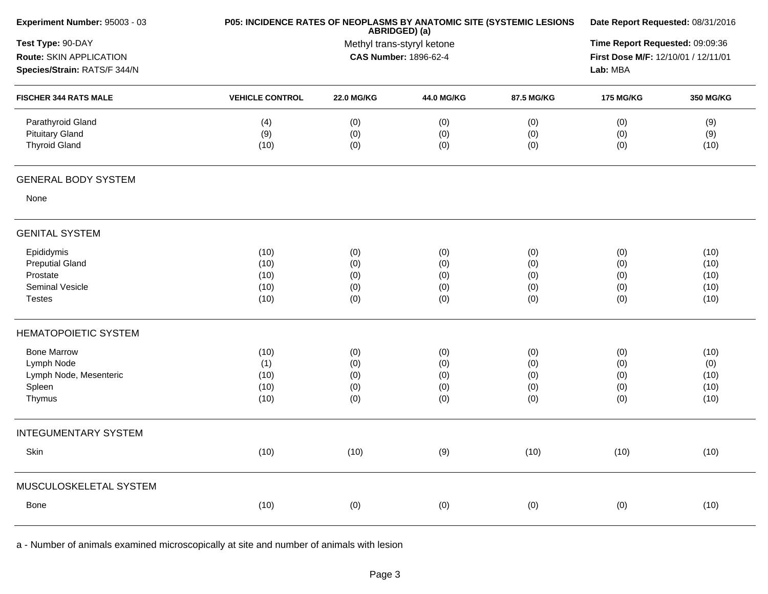**Experiment Number:** 95003 - 03

**Test Type:** 90-DAY

**Route:** SKIN APPLICATION

**Species/Strain:** RATS/F 344/N

**P05: INCIDENCE RATES OF NEOPLASMS BY ANATOMIC SITE (SYSTEMIC LESIONS ABRIDGED) (a)**

Methyl trans-styryl ketone

**CAS Number:** 1896-62-4

**Date Report Requested:** 08/31/2016

**Time Report Requested:** 09:09:36

**First Dose M/F:** 12/10/01 / 12/11/01

**Lab:** MBA

| FISCHER 344 RATS MALE | VEHICLE CONTROL | 22.0 MG/KG | 44.0 MG/KG | 87.5 MG/KG | 175 MG/KG | 350 MG/KG |
|---|---|---|---|---|---|---|
| Parathyroid Gland | (4) | (0) | (0) | (0) | (0) | (9) |
| Pituitary Gland | (9) | (0) | (0) | (0) | (0) | (9) |
| Thyroid Gland | (10) | (0) | (0) | (0) | (0) | (10) |
| **GENERAL BODY SYSTEM** | | | | | | |
| None | | | | | | |
| **GENITAL SYSTEM** | | | | | | |
| Epididymis | (10) | (0) | (0) | (0) | (0) | (10) |
| Preputial Gland | (10) | (0) | (0) | (0) | (0) | (10) |
| Prostate | (10) | (0) | (0) | (0) | (0) | (10) |
| Seminal Vesicle | (10) | (0) | (0) | (0) | (0) | (10) |
| Testes | (10) | (0) | (0) | (0) | (0) | (10) |
| **HEMATOPOIETIC SYSTEM** | | | | | | |
| Bone Marrow | (10) | (0) | (0) | (0) | (0) | (10) |
| Lymph Node | (1) | (0) | (0) | (0) | (0) | (0) |
| Lymph Node, Mesenteric | (10) | (0) | (0) | (0) | (0) | (10) |
| Spleen | (10) | (0) | (0) | (0) | (0) | (10) |
| Thymus | (10) | (0) | (0) | (0) | (0) | (10) |
| **INTEGUMENTARY SYSTEM** | | | | | | |
| Skin | (10) | (10) | (9) | (10) | (10) | (10) |
| **MUSCULOSKELETAL SYSTEM** | | | | | | |
| Bone | (10) | (0) | (0) | (0) | (0) | (10) |

a - Number of animals examined microscopically at site and number of animals with lesion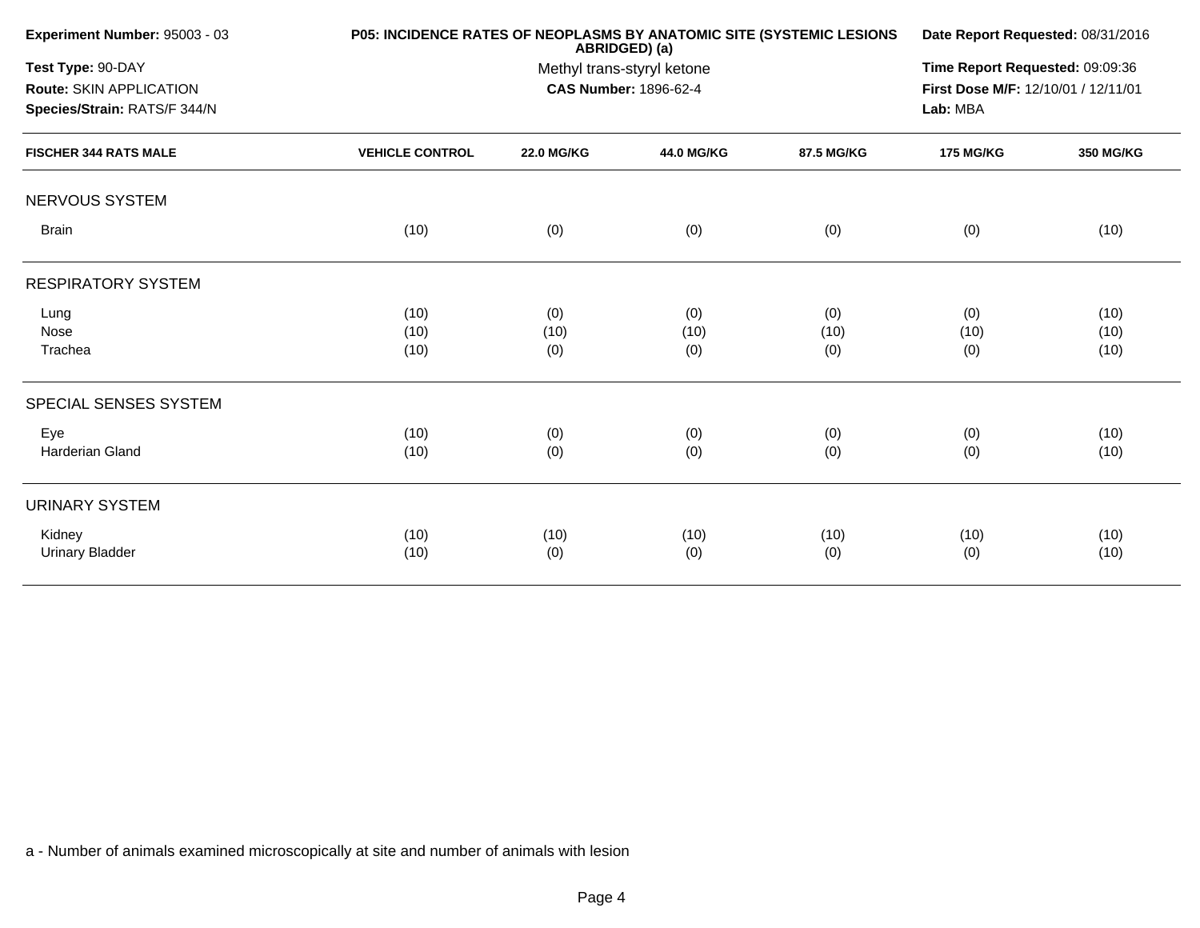**Experiment Number:** 95003 - 03
**Test Type:** 90-DAY
**Route:** SKIN APPLICATION
**Species/Strain:** RATS/F 344/N

**P05: INCIDENCE RATES OF NEOPLASMS BY ANATOMIC SITE (SYSTEMIC LESIONS ABRIDGED) (a)**
Methyl trans-styryl ketone
**CAS Number:** 1896-62-4

**Date Report Requested:** 08/31/2016
**Time Report Requested:** 09:09:36
**First Dose M/F:** 12/10/01 / 12/11/01
**Lab:** MBA

| FISCHER 344 RATS MALE | VEHICLE CONTROL | 22.0 MG/KG | 44.0 MG/KG | 87.5 MG/KG | 175 MG/KG | 350 MG/KG |
|---|---|---|---|---|---|---|
| NERVOUS SYSTEM | | | | | | |
| Brain | (10) | (0) | (0) | (0) | (0) | (10) |
| RESPIRATORY SYSTEM | | | | | | |
| Lung | (10) | (0) | (0) | (0) | (0) | (10) |
| Nose | (10) | (10) | (10) | (10) | (10) | (10) |
| Trachea | (10) | (0) | (0) | (0) | (0) | (10) |
| SPECIAL SENSES SYSTEM | | | | | | |
| Eye | (10) | (0) | (0) | (0) | (0) | (10) |
| Harderian Gland | (10) | (0) | (0) | (0) | (0) | (10) |
| URINARY SYSTEM | | | | | | |
| Kidney | (10) | (10) | (10) | (10) | (10) | (10) |
| Urinary Bladder | (10) | (0) | (0) | (0) | (0) | (10) |

a - Number of animals examined microscopically at site and number of animals with lesion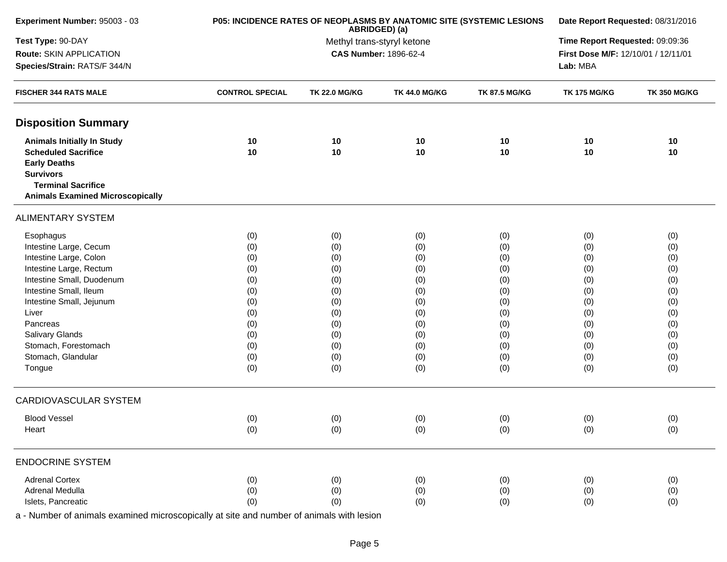**Experiment Number:** 95003 - 03
**Test Type:** 90-DAY
**Route:** SKIN APPLICATION
**Species/Strain:** RATS/F 344/N

**P05: INCIDENCE RATES OF NEOPLASMS BY ANATOMIC SITE (SYSTEMIC LESIONS ABRIDGED) (a)**
Methyl trans-styryl ketone
**CAS Number:** 1896-62-4

**Date Report Requested:** 08/31/2016
**Time Report Requested:** 09:09:36
**First Dose M/F:** 12/10/01 / 12/11/01
**Lab:** MBA

| FISCHER 344 RATS MALE | CONTROL SPECIAL | TK 22.0 MG/KG | TK 44.0 MG/KG | TK 87.5 MG/KG | TK 175 MG/KG | TK 350 MG/KG |
|---|---|---|---|---|---|---|
| **Disposition Summary** | | | | | | |
| **Animals Initially In Study** | **10** | **10** | **10** | **10** | **10** | **10** |
| **Scheduled Sacrifice** | **10** | **10** | **10** | **10** | **10** | **10** |
| **Early Deaths** | | | | | | |
| **Survivors** | | | | | | |
| **Terminal Sacrifice** | | | | | | |
| **Animals Examined Microscopically** | | | | | | |
| ALIMENTARY SYSTEM | | | | | | |
| Esophagus | (0) | (0) | (0) | (0) | (0) | (0) |
| Intestine Large, Cecum | (0) | (0) | (0) | (0) | (0) | (0) |
| Intestine Large, Colon | (0) | (0) | (0) | (0) | (0) | (0) |
| Intestine Large, Rectum | (0) | (0) | (0) | (0) | (0) | (0) |
| Intestine Small, Duodenum | (0) | (0) | (0) | (0) | (0) | (0) |
| Intestine Small, Ileum | (0) | (0) | (0) | (0) | (0) | (0) |
| Intestine Small, Jejunum | (0) | (0) | (0) | (0) | (0) | (0) |
| Liver | (0) | (0) | (0) | (0) | (0) | (0) |
| Pancreas | (0) | (0) | (0) | (0) | (0) | (0) |
| Salivary Glands | (0) | (0) | (0) | (0) | (0) | (0) |
| Stomach, Forestomach | (0) | (0) | (0) | (0) | (0) | (0) |
| Stomach, Glandular | (0) | (0) | (0) | (0) | (0) | (0) |
| Tongue | (0) | (0) | (0) | (0) | (0) | (0) |
| CARDIOVASCULAR SYSTEM | | | | | | |
| Blood Vessel | (0) | (0) | (0) | (0) | (0) | (0) |
| Heart | (0) | (0) | (0) | (0) | (0) | (0) |
| ENDOCRINE SYSTEM | | | | | | |
| Adrenal Cortex | (0) | (0) | (0) | (0) | (0) | (0) |
| Adrenal Medulla | (0) | (0) | (0) | (0) | (0) | (0) |
| Islets, Pancreatic | (0) | (0) | (0) | (0) | (0) | (0) |

a - Number of animals examined microscopically at site and number of animals with lesion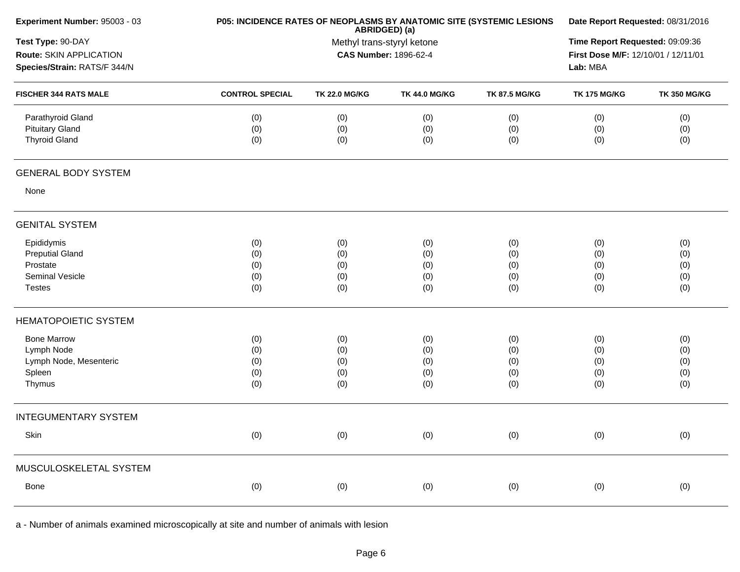**Experiment Number:** 95003 - 03

**Test Type:** 90-DAY

**Route:** SKIN APPLICATION

**Species/Strain:** RATS/F 344/N

**P05: INCIDENCE RATES OF NEOPLASMS BY ANATOMIC SITE (SYSTEMIC LESIONS ABRIDGED) (a)**

Methyl trans-styryl ketone

**CAS Number:** 1896-62-4

**Date Report Requested:** 08/31/2016

**Time Report Requested:** 09:09:36

**First Dose M/F:** 12/10/01 / 12/11/01

**Lab:** MBA

| FISCHER 344 RATS MALE | CONTROL SPECIAL | TK 22.0 MG/KG | TK 44.0 MG/KG | TK 87.5 MG/KG | TK 175 MG/KG | TK 350 MG/KG |
|---|---|---|---|---|---|---|
| Parathyroid Gland | (0) | (0) | (0) | (0) | (0) | (0) |
| Pituitary Gland | (0) | (0) | (0) | (0) | (0) | (0) |
| Thyroid Gland | (0) | (0) | (0) | (0) | (0) | (0) |
| **GENERAL BODY SYSTEM** | | | | | | |
| None | | | | | | |
| **GENITAL SYSTEM** | | | | | | |
| Epididymis | (0) | (0) | (0) | (0) | (0) | (0) |
| Preputial Gland | (0) | (0) | (0) | (0) | (0) | (0) |
| Prostate | (0) | (0) | (0) | (0) | (0) | (0) |
| Seminal Vesicle | (0) | (0) | (0) | (0) | (0) | (0) |
| Testes | (0) | (0) | (0) | (0) | (0) | (0) |
| **HEMATOPOIETIC SYSTEM** | | | | | | |
| Bone Marrow | (0) | (0) | (0) | (0) | (0) | (0) |
| Lymph Node | (0) | (0) | (0) | (0) | (0) | (0) |
| Lymph Node, Mesenteric | (0) | (0) | (0) | (0) | (0) | (0) |
| Spleen | (0) | (0) | (0) | (0) | (0) | (0) |
| Thymus | (0) | (0) | (0) | (0) | (0) | (0) |
| **INTEGUMENTARY SYSTEM** | | | | | | |
| Skin | (0) | (0) | (0) | (0) | (0) | (0) |
| **MUSCULOSKELETAL SYSTEM** | | | | | | |
| Bone | (0) | (0) | (0) | (0) | (0) | (0) |

a - Number of animals examined microscopically at site and number of animals with lesion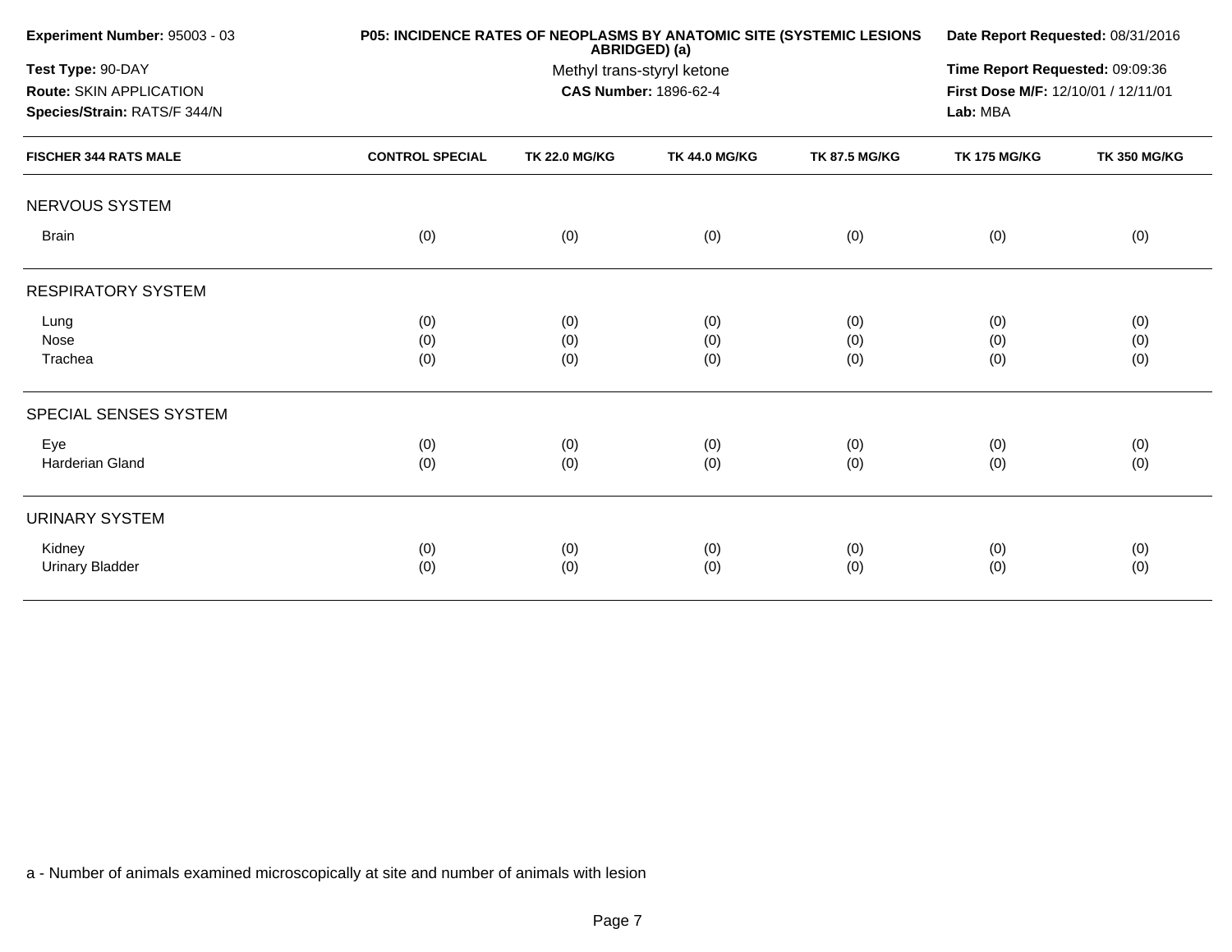**Experiment Number:** 95003 - 03
**Test Type:** 90-DAY
**Route:** SKIN APPLICATION
**Species/Strain:** RATS/F 344/N

**P05: INCIDENCE RATES OF NEOPLASMS BY ANATOMIC SITE (SYSTEMIC LESIONS ABRIDGED) (a)**
Methyl trans-styryl ketone
**CAS Number:** 1896-62-4

**Date Report Requested:** 08/31/2016
**Time Report Requested:** 09:09:36
**First Dose M/F:** 12/10/01 / 12/11/01
**Lab:** MBA

| FISCHER 344 RATS MALE | CONTROL SPECIAL | TK 22.0 MG/KG | TK 44.0 MG/KG | TK 87.5 MG/KG | TK 175 MG/KG | TK 350 MG/KG |
|---|---|---|---|---|---|---|
| NERVOUS SYSTEM | | | | | | |
| Brain | (0) | (0) | (0) | (0) | (0) | (0) |
| RESPIRATORY SYSTEM | | | | | | |
| Lung | (0) | (0) | (0) | (0) | (0) | (0) |
| Nose | (0) | (0) | (0) | (0) | (0) | (0) |
| Trachea | (0) | (0) | (0) | (0) | (0) | (0) |
| SPECIAL SENSES SYSTEM | | | | | | |
| Eye | (0) | (0) | (0) | (0) | (0) | (0) |
| Harderian Gland | (0) | (0) | (0) | (0) | (0) | (0) |
| URINARY SYSTEM | | | | | | |
| Kidney | (0) | (0) | (0) | (0) | (0) | (0) |
| Urinary Bladder | (0) | (0) | (0) | (0) | (0) | (0) |

a - Number of animals examined microscopically at site and number of animals with lesion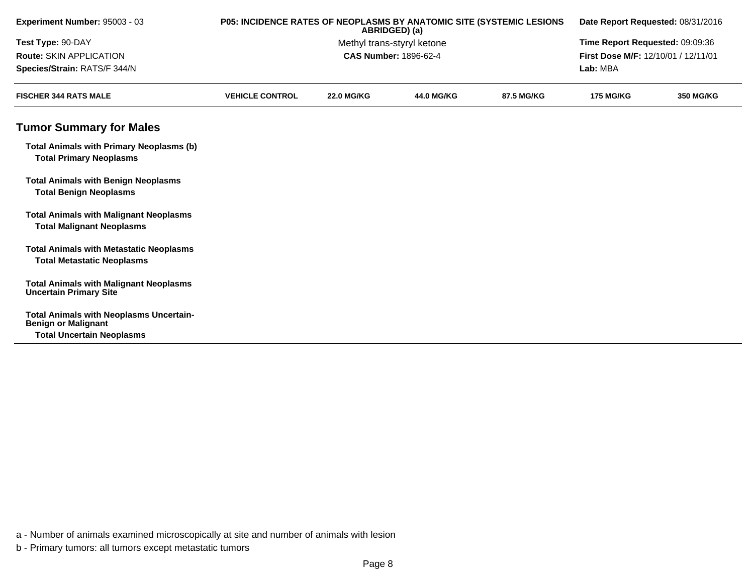| Experiment Number: 95003 - 03 | P05: INCIDENCE RATES OF NEOPLASMS BY ANATOMIC SITE (SYSTEMIC LESIONS ABRIDGED) (a) | Date Report Requested: 08/31/2016 |
|---|---|---|
| Test Type: 90-DAY | Methyl trans-styryl ketone | Time Report Requested: 09:09:36 |
| Route: SKIN APPLICATION | CAS Number: 1896-62-4 | First Dose M/F: 12/10/01 / 12/11/01 |
| Species/Strain: RATS/F 344/N | | Lab: MBA |

| FISCHER 344 RATS MALE | VEHICLE CONTROL | 22.0 MG/KG | 44.0 MG/KG | 87.5 MG/KG | 175 MG/KG | 350 MG/KG |
|---|---|---|---|---|---|---|

## Tumor Summary for Males

| | | | | | | |
|---|---|---|---|---|---|---|
| **Total Animals with Primary Neoplasms (b)** | | | | | | |
| **Total Primary Neoplasms** | | | | | | |
| **Total Animals with Benign Neoplasms** | | | | | | |
| **Total Benign Neoplasms** | | | | | | |
| **Total Animals with Malignant Neoplasms** | | | | | | |
| **Total Malignant Neoplasms** | | | | | | |
| **Total Animals with Metastatic Neoplasms** | | | | | | |
| **Total Metastatic Neoplasms** | | | | | | |
| **Total Animals with Malignant Neoplasms Uncertain Primary Site** | | | | | | |
| **Total Animals with Neoplasms Uncertain-Benign or Malignant** | | | | | | |
| **Total Uncertain Neoplasms** | | | | | | |

a - Number of animals examined microscopically at site and number of animals with lesion

b - Primary tumors: all tumors except metastatic tumors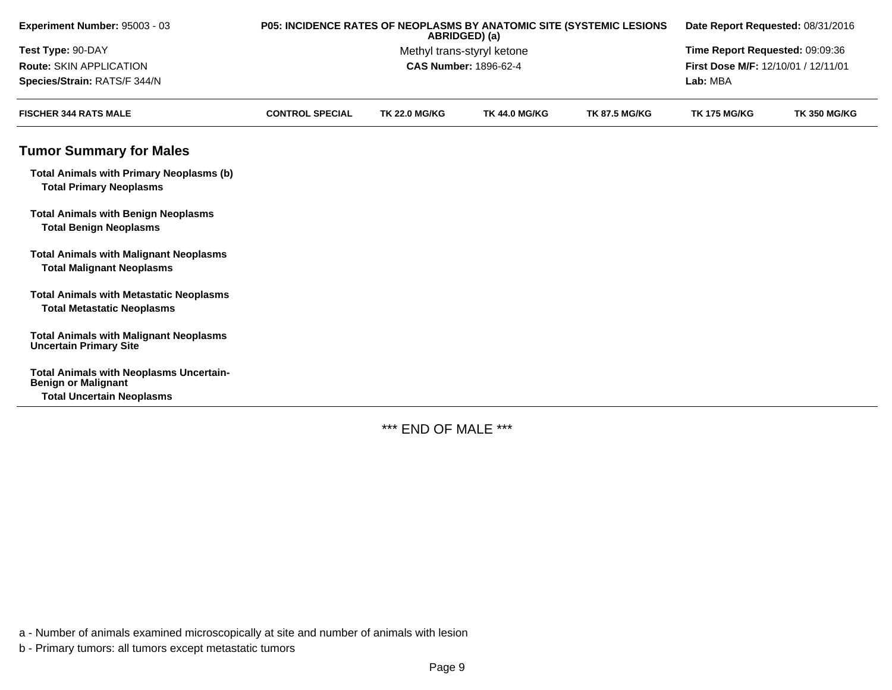| Experiment Number: 95003 - 03 | P05: INCIDENCE RATES OF NEOPLASMS BY ANATOMIC SITE (SYSTEMIC LESIONS ABRIDGED) (a) | Date Report Requested: 08/31/2016 |
|---|---|---|
| Test Type: 90-DAY | Methyl trans-styryl ketone | Time Report Requested: 09:09:36 |
| Route: SKIN APPLICATION | CAS Number: 1896-62-4 | First Dose M/F: 12/10/01 / 12/11/01 |
| Species/Strain: RATS/F 344/N | | Lab: MBA |

| FISCHER 344 RATS MALE | CONTROL SPECIAL | TK 22.0 MG/KG | TK 44.0 MG/KG | TK 87.5 MG/KG | TK 175 MG/KG | TK 350 MG/KG |
|---|---|---|---|---|---|---|
| **Tumor Summary for Males** | | | | | | |
| **Total Animals with Primary Neoplasms (b)** | | | | | | |
| **Total Primary Neoplasms** | | | | | | |
| **Total Animals with Benign Neoplasms** | | | | | | |
| **Total Benign Neoplasms** | | | | | | |
| **Total Animals with Malignant Neoplasms** | | | | | | |
| **Total Malignant Neoplasms** | | | | | | |
| **Total Animals with Metastatic Neoplasms** | | | | | | |
| **Total Metastatic Neoplasms** | | | | | | |
| **Total Animals with Malignant Neoplasms Uncertain Primary Site** | | | | | | |
| **Total Animals with Neoplasms Uncertain-Benign or Malignant** | | | | | | |
| **Total Uncertain Neoplasms** | | | | | | |

*** END OF MALE ***

a - Number of animals examined microscopically at site and number of animals with lesion

b - Primary tumors: all tumors except metastatic tumors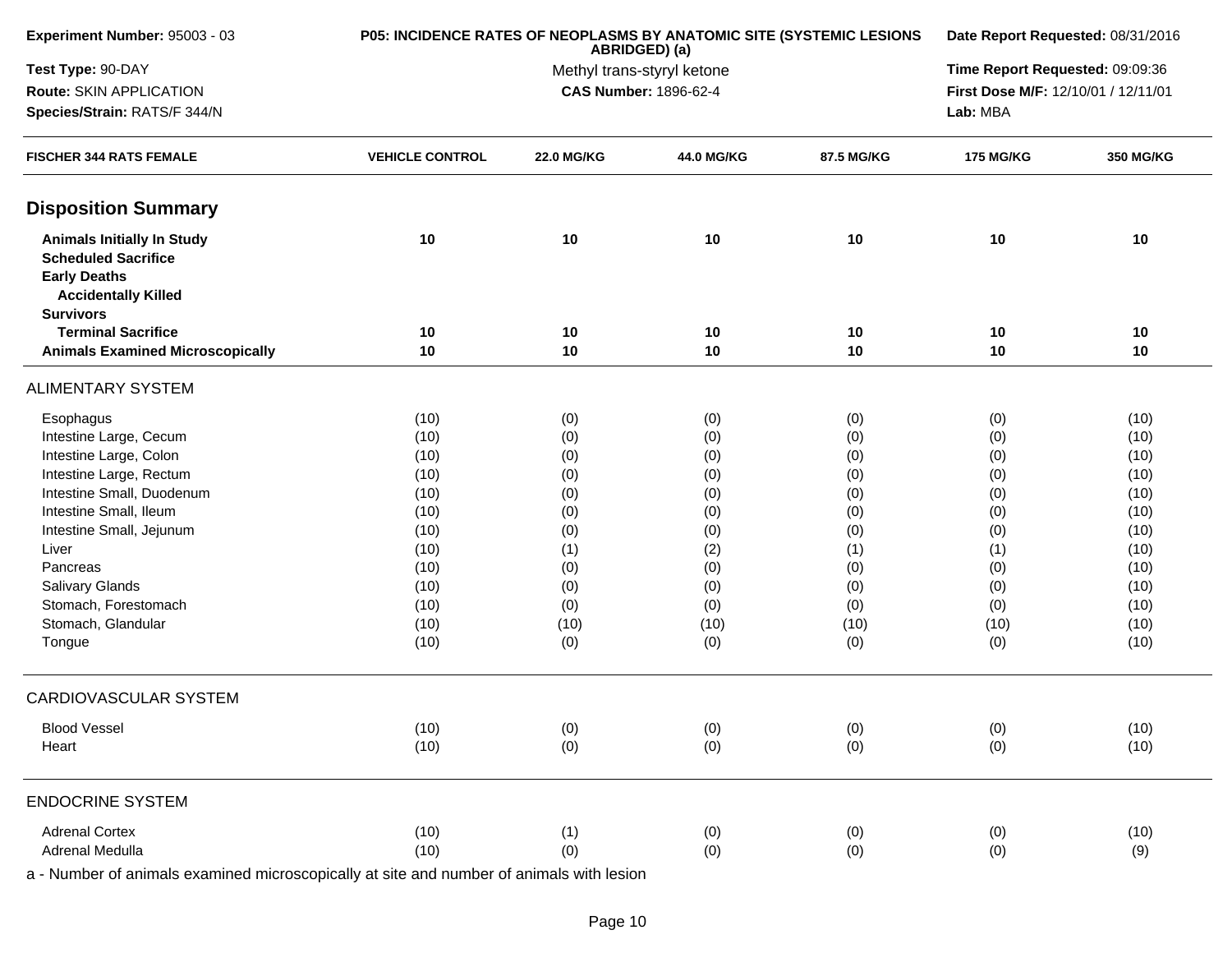**Experiment Number:** 95003 - 03
**Test Type:** 90-DAY
**Route:** SKIN APPLICATION
**Species/Strain:** RATS/F 344/N

**P05: INCIDENCE RATES OF NEOPLASMS BY ANATOMIC SITE (SYSTEMIC LESIONS ABRIDGED) (a)**
Methyl trans-styryl ketone
**CAS Number:** 1896-62-4

**Date Report Requested:** 08/31/2016
**Time Report Requested:** 09:09:36
**First Dose M/F:** 12/10/01 / 12/11/01
**Lab:** MBA

| FISCHER 344 RATS FEMALE | VEHICLE CONTROL | 22.0 MG/KG | 44.0 MG/KG | 87.5 MG/KG | 175 MG/KG | 350 MG/KG |
|---|---|---|---|---|---|---|
| **Disposition Summary** | | | | | | |
| **Animals Initially In Study** | 10 | 10 | 10 | 10 | 10 | 10 |
| **Scheduled Sacrifice** | | | | | | |
| **Early Deaths** | | | | | | |
| **Accidentally Killed** | | | | | | |
| **Survivors** | | | | | | |
| **Terminal Sacrifice** | 10 | 10 | 10 | 10 | 10 | 10 |
| **Animals Examined Microscopically** | 10 | 10 | 10 | 10 | 10 | 10 |
| ALIMENTARY SYSTEM | | | | | | |
| Esophagus | (10) | (0) | (0) | (0) | (0) | (10) |
| Intestine Large, Cecum | (10) | (0) | (0) | (0) | (0) | (10) |
| Intestine Large, Colon | (10) | (0) | (0) | (0) | (0) | (10) |
| Intestine Large, Rectum | (10) | (0) | (0) | (0) | (0) | (10) |
| Intestine Small, Duodenum | (10) | (0) | (0) | (0) | (0) | (10) |
| Intestine Small, Ileum | (10) | (0) | (0) | (0) | (0) | (10) |
| Intestine Small, Jejunum | (10) | (0) | (0) | (0) | (0) | (10) |
| Liver | (10) | (1) | (2) | (1) | (1) | (10) |
| Pancreas | (10) | (0) | (0) | (0) | (0) | (10) |
| Salivary Glands | (10) | (0) | (0) | (0) | (0) | (10) |
| Stomach, Forestomach | (10) | (0) | (0) | (0) | (0) | (10) |
| Stomach, Glandular | (10) | (10) | (10) | (10) | (10) | (10) |
| Tongue | (10) | (0) | (0) | (0) | (0) | (10) |
| CARDIOVASCULAR SYSTEM | | | | | | |
| Blood Vessel | (10) | (0) | (0) | (0) | (0) | (10) |
| Heart | (10) | (0) | (0) | (0) | (0) | (10) |
| ENDOCRINE SYSTEM | | | | | | |
| Adrenal Cortex | (10) | (1) | (0) | (0) | (0) | (10) |
| Adrenal Medulla | (10) | (0) | (0) | (0) | (0) | (9) |

a - Number of animals examined microscopically at site and number of animals with lesion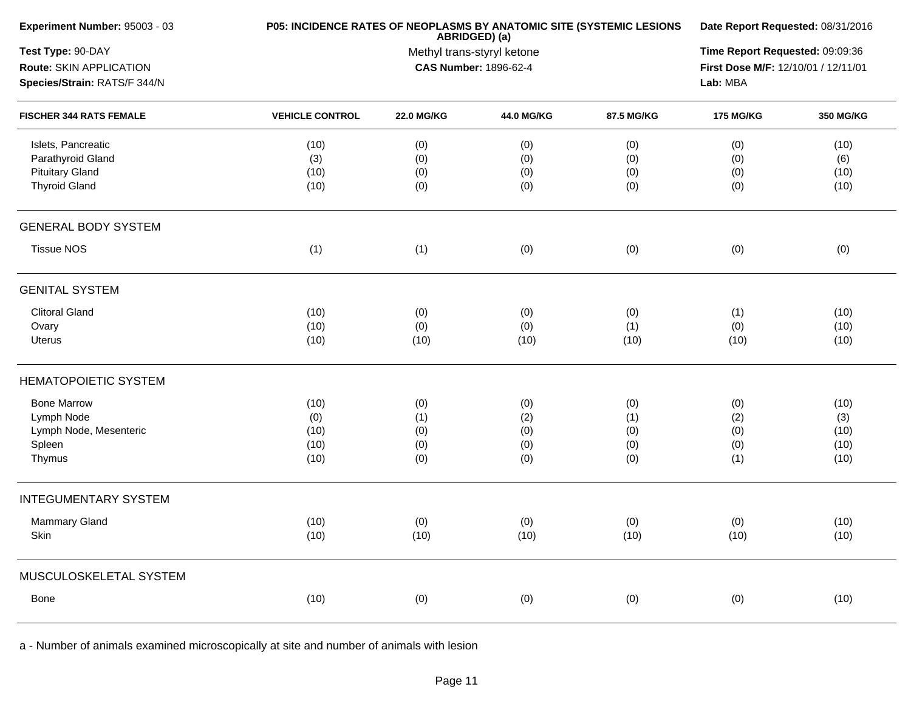**Experiment Number:** 95003 - 03
**Test Type:** 90-DAY
**Route:** SKIN APPLICATION
**Species/Strain:** RATS/F 344/N

**P05: INCIDENCE RATES OF NEOPLASMS BY ANATOMIC SITE (SYSTEMIC LESIONS ABRIDGED) (a)**
Methyl trans-styryl ketone
**CAS Number:** 1896-62-4

**Date Report Requested:** 08/31/2016
**Time Report Requested:** 09:09:36
**First Dose M/F:** 12/10/01 / 12/11/01
**Lab:** MBA

| FISCHER 344 RATS FEMALE | VEHICLE CONTROL | 22.0 MG/KG | 44.0 MG/KG | 87.5 MG/KG | 175 MG/KG | 350 MG/KG |
|---|---|---|---|---|---|---|
| Islets, Pancreatic | (10) | (0) | (0) | (0) | (0) | (10) |
| Parathyroid Gland | (3) | (0) | (0) | (0) | (0) | (6) |
| Pituitary Gland | (10) | (0) | (0) | (0) | (0) | (10) |
| Thyroid Gland | (10) | (0) | (0) | (0) | (0) | (10) |
| **GENERAL BODY SYSTEM** | | | | | | |
| Tissue NOS | (1) | (1) | (0) | (0) | (0) | (0) |
| **GENITAL SYSTEM** | | | | | | |
| Clitoral Gland | (10) | (0) | (0) | (0) | (1) | (10) |
| Ovary | (10) | (0) | (0) | (1) | (0) | (10) |
| Uterus | (10) | (10) | (10) | (10) | (10) | (10) |
| **HEMATOPOIETIC SYSTEM** | | | | | | |
| Bone Marrow | (10) | (0) | (0) | (0) | (0) | (10) |
| Lymph Node | (0) | (1) | (2) | (1) | (2) | (3) |
| Lymph Node, Mesenteric | (10) | (0) | (0) | (0) | (0) | (10) |
| Spleen | (10) | (0) | (0) | (0) | (0) | (10) |
| Thymus | (10) | (0) | (0) | (0) | (1) | (10) |
| **INTEGUMENTARY SYSTEM** | | | | | | |
| Mammary Gland | (10) | (0) | (0) | (0) | (0) | (10) |
| Skin | (10) | (10) | (10) | (10) | (10) | (10) |
| **MUSCULOSKELETAL SYSTEM** | | | | | | |
| Bone | (10) | (0) | (0) | (0) | (0) | (10) |

a - Number of animals examined microscopically at site and number of animals with lesion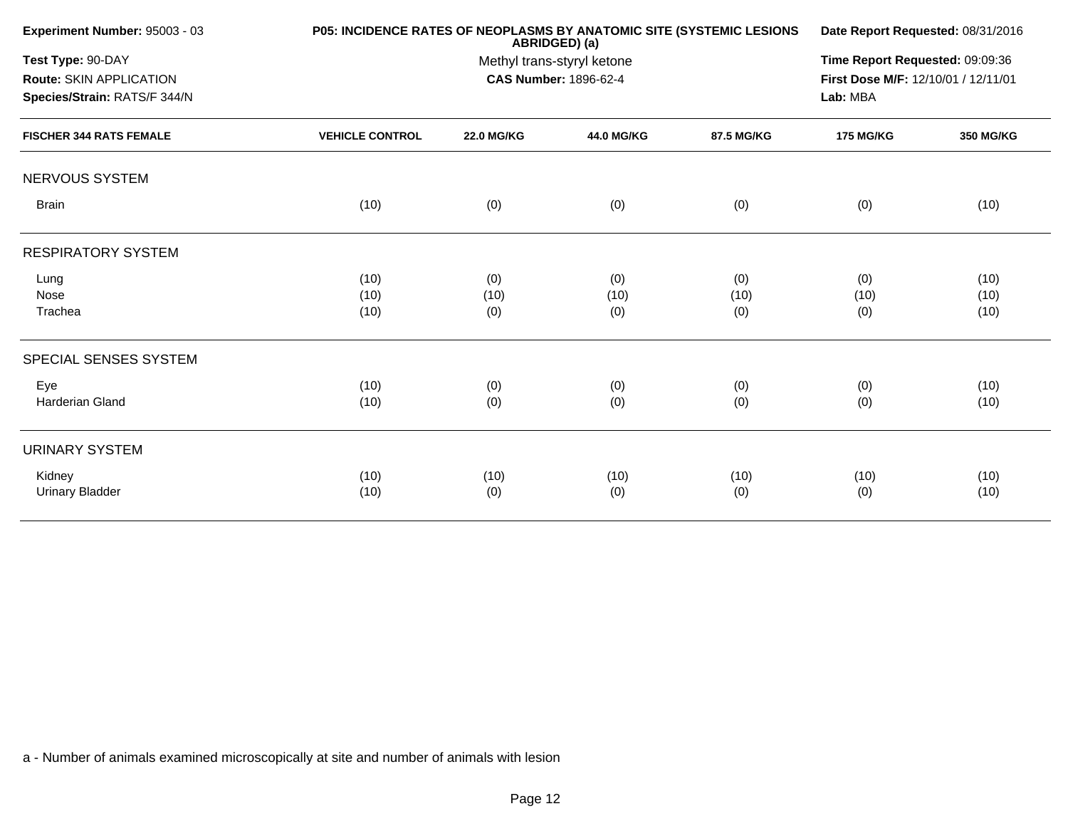**Experiment Number:** 95003 - 03
**Test Type:** 90-DAY
**Route:** SKIN APPLICATION
**Species/Strain:** RATS/F 344/N

**P05: INCIDENCE RATES OF NEOPLASMS BY ANATOMIC SITE (SYSTEMIC LESIONS ABRIDGED) (a)**
Methyl trans-styryl ketone
**CAS Number:** 1896-62-4

**Date Report Requested:** 08/31/2016
**Time Report Requested:** 09:09:36
**First Dose M/F:** 12/10/01 / 12/11/01
**Lab:** MBA

| FISCHER 344 RATS FEMALE | VEHICLE CONTROL | 22.0 MG/KG | 44.0 MG/KG | 87.5 MG/KG | 175 MG/KG | 350 MG/KG |
|---|---|---|---|---|---|---|
| NERVOUS SYSTEM | | | | | | |
| Brain | (10) | (0) | (0) | (0) | (0) | (10) |
| RESPIRATORY SYSTEM | | | | | | |
| Lung | (10) | (0) | (0) | (0) | (0) | (10) |
| Nose | (10) | (10) | (10) | (10) | (10) | (10) |
| Trachea | (10) | (0) | (0) | (0) | (0) | (10) |
| SPECIAL SENSES SYSTEM | | | | | | |
| Eye | (10) | (0) | (0) | (0) | (0) | (10) |
| Harderian Gland | (10) | (0) | (0) | (0) | (0) | (10) |
| URINARY SYSTEM | | | | | | |
| Kidney | (10) | (10) | (10) | (10) | (10) | (10) |
| Urinary Bladder | (10) | (0) | (0) | (0) | (0) | (10) |

a - Number of animals examined microscopically at site and number of animals with lesion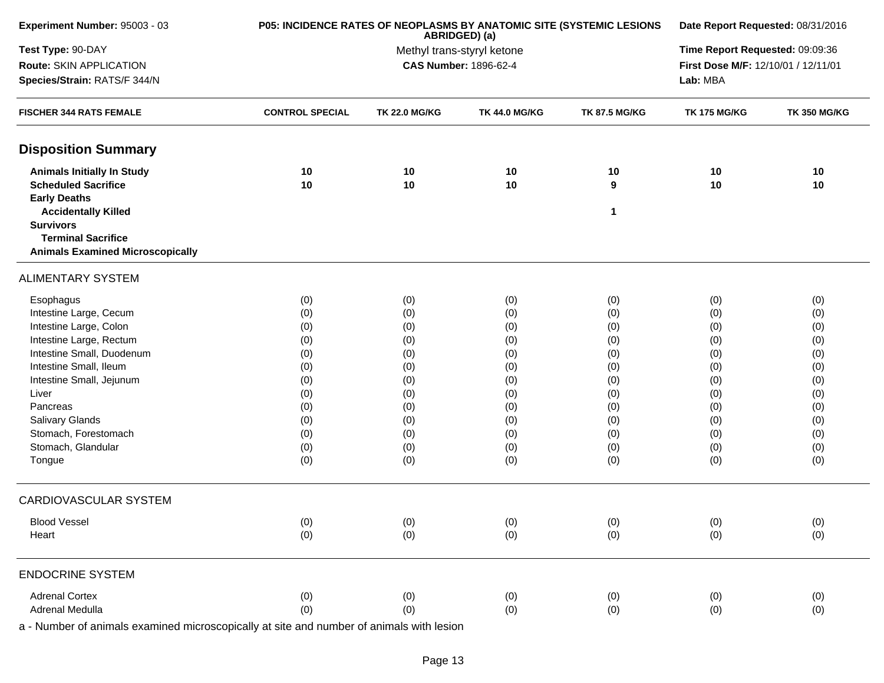**Experiment Number:** 95003 - 03
**Test Type:** 90-DAY
**Route:** SKIN APPLICATION
**Species/Strain:** RATS/F 344/N

**P05: INCIDENCE RATES OF NEOPLASMS BY ANATOMIC SITE (SYSTEMIC LESIONS ABRIDGED) (a)**
Methyl trans-styryl ketone
**CAS Number:** 1896-62-4

**Date Report Requested:** 08/31/2016
**Time Report Requested:** 09:09:36
**First Dose M/F:** 12/10/01 / 12/11/01
**Lab:** MBA

| FISCHER 344 RATS FEMALE | CONTROL SPECIAL | TK 22.0 MG/KG | TK 44.0 MG/KG | TK 87.5 MG/KG | TK 175 MG/KG | TK 350 MG/KG |
|---|---|---|---|---|---|---|
| **Disposition Summary** | | | | | | |
| **Animals Initially In Study** | **10** | **10** | **10** | **10** | **10** | **10** |
| **Scheduled Sacrifice** | **10** | **10** | **10** | **9** | **10** | **10** |
| **Early Deaths** | | | | | | |
| **Accidentally Killed** | | | | **1** | | |
| **Survivors** | | | | | | |
| **Terminal Sacrifice** | | | | | | |
| **Animals Examined Microscopically** | | | | | | |
| ALIMENTARY SYSTEM | | | | | | |
| Esophagus | (0) | (0) | (0) | (0) | (0) | (0) |
| Intestine Large, Cecum | (0) | (0) | (0) | (0) | (0) | (0) |
| Intestine Large, Colon | (0) | (0) | (0) | (0) | (0) | (0) |
| Intestine Large, Rectum | (0) | (0) | (0) | (0) | (0) | (0) |
| Intestine Small, Duodenum | (0) | (0) | (0) | (0) | (0) | (0) |
| Intestine Small, Ileum | (0) | (0) | (0) | (0) | (0) | (0) |
| Intestine Small, Jejunum | (0) | (0) | (0) | (0) | (0) | (0) |
| Liver | (0) | (0) | (0) | (0) | (0) | (0) |
| Pancreas | (0) | (0) | (0) | (0) | (0) | (0) |
| Salivary Glands | (0) | (0) | (0) | (0) | (0) | (0) |
| Stomach, Forestomach | (0) | (0) | (0) | (0) | (0) | (0) |
| Stomach, Glandular | (0) | (0) | (0) | (0) | (0) | (0) |
| Tongue | (0) | (0) | (0) | (0) | (0) | (0) |
| CARDIOVASCULAR SYSTEM | | | | | | |
| Blood Vessel | (0) | (0) | (0) | (0) | (0) | (0) |
| Heart | (0) | (0) | (0) | (0) | (0) | (0) |
| ENDOCRINE SYSTEM | | | | | | |
| Adrenal Cortex | (0) | (0) | (0) | (0) | (0) | (0) |
| Adrenal Medulla | (0) | (0) | (0) | (0) | (0) | (0) |

a - Number of animals examined microscopically at site and number of animals with lesion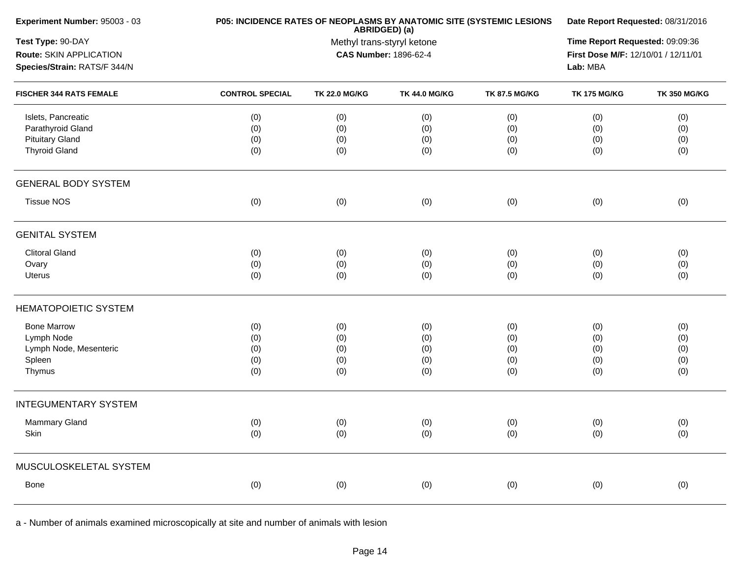**Experiment Number:** 95003 - 03
**Test Type:** 90-DAY
**Route:** SKIN APPLICATION
**Species/Strain:** RATS/F 344/N

**P05: INCIDENCE RATES OF NEOPLASMS BY ANATOMIC SITE (SYSTEMIC LESIONS ABRIDGED) (a)**
Methyl trans-styryl ketone
**CAS Number:** 1896-62-4

**Date Report Requested:** 08/31/2016
**Time Report Requested:** 09:09:36
**First Dose M/F:** 12/10/01 / 12/11/01
**Lab:** MBA

| FISCHER 344 RATS FEMALE | CONTROL SPECIAL | TK 22.0 MG/KG | TK 44.0 MG/KG | TK 87.5 MG/KG | TK 175 MG/KG | TK 350 MG/KG |
|---|---|---|---|---|---|---|
| Islets, Pancreatic | (0) | (0) | (0) | (0) | (0) | (0) |
| Parathyroid Gland | (0) | (0) | (0) | (0) | (0) | (0) |
| Pituitary Gland | (0) | (0) | (0) | (0) | (0) | (0) |
| Thyroid Gland | (0) | (0) | (0) | (0) | (0) | (0) |
| **GENERAL BODY SYSTEM** | | | | | | |
| Tissue NOS | (0) | (0) | (0) | (0) | (0) | (0) |
| **GENITAL SYSTEM** | | | | | | |
| Clitoral Gland | (0) | (0) | (0) | (0) | (0) | (0) |
| Ovary | (0) | (0) | (0) | (0) | (0) | (0) |
| Uterus | (0) | (0) | (0) | (0) | (0) | (0) |
| **HEMATOPOIETIC SYSTEM** | | | | | | |
| Bone Marrow | (0) | (0) | (0) | (0) | (0) | (0) |
| Lymph Node | (0) | (0) | (0) | (0) | (0) | (0) |
| Lymph Node, Mesenteric | (0) | (0) | (0) | (0) | (0) | (0) |
| Spleen | (0) | (0) | (0) | (0) | (0) | (0) |
| Thymus | (0) | (0) | (0) | (0) | (0) | (0) |
| **INTEGUMENTARY SYSTEM** | | | | | | |
| Mammary Gland | (0) | (0) | (0) | (0) | (0) | (0) |
| Skin | (0) | (0) | (0) | (0) | (0) | (0) |
| **MUSCULOSKELETAL SYSTEM** | | | | | | |
| Bone | (0) | (0) | (0) | (0) | (0) | (0) |

a - Number of animals examined microscopically at site and number of animals with lesion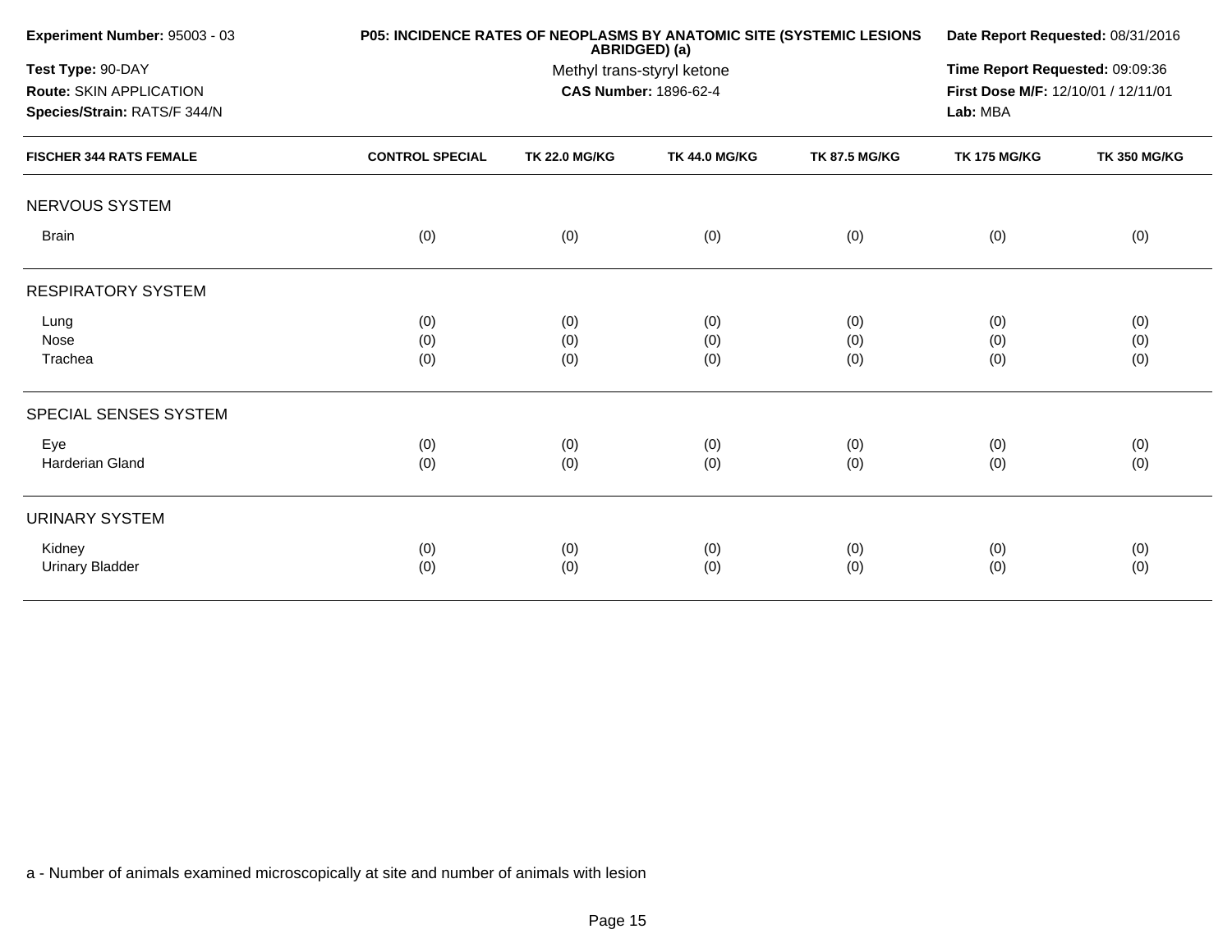**Experiment Number:** 95003 - 03
**Test Type:** 90-DAY
**Route:** SKIN APPLICATION
**Species/Strain:** RATS/F 344/N

**P05: INCIDENCE RATES OF NEOPLASMS BY ANATOMIC SITE (SYSTEMIC LESIONS ABRIDGED) (a)**
Methyl trans-styryl ketone
**CAS Number:** 1896-62-4

**Date Report Requested:** 08/31/2016
**Time Report Requested:** 09:09:36
**First Dose M/F:** 12/10/01 / 12/11/01
**Lab:** MBA

| FISCHER 344 RATS FEMALE | CONTROL SPECIAL | TK 22.0 MG/KG | TK 44.0 MG/KG | TK 87.5 MG/KG | TK 175 MG/KG | TK 350 MG/KG |
|---|---|---|---|---|---|---|
| NERVOUS SYSTEM | | | | | | |
| Brain | (0) | (0) | (0) | (0) | (0) | (0) |
| RESPIRATORY SYSTEM | | | | | | |
| Lung | (0) | (0) | (0) | (0) | (0) | (0) |
| Nose | (0) | (0) | (0) | (0) | (0) | (0) |
| Trachea | (0) | (0) | (0) | (0) | (0) | (0) |
| SPECIAL SENSES SYSTEM | | | | | | |
| Eye | (0) | (0) | (0) | (0) | (0) | (0) |
| Harderian Gland | (0) | (0) | (0) | (0) | (0) | (0) |
| URINARY SYSTEM | | | | | | |
| Kidney | (0) | (0) | (0) | (0) | (0) | (0) |
| Urinary Bladder | (0) | (0) | (0) | (0) | (0) | (0) |

a - Number of animals examined microscopically at site and number of animals with lesion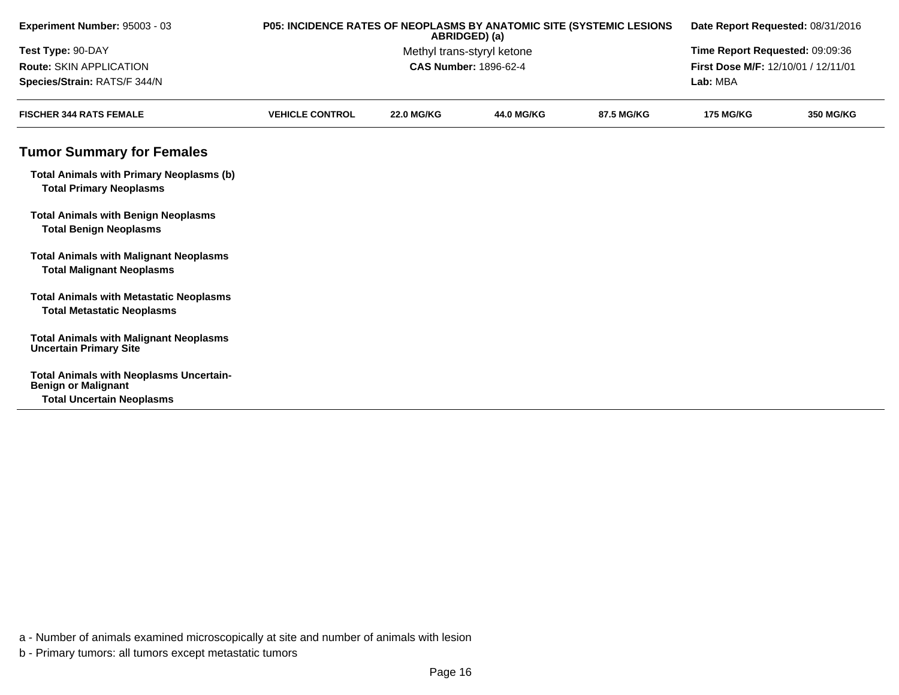| Experiment Number: 95003 - 03 | P05: INCIDENCE RATES OF NEOPLASMS BY ANATOMIC SITE (SYSTEMIC LESIONS ABRIDGED) (a) | Date Report Requested: 08/31/2016 |
|---|---|---|
| Test Type: 90-DAY | Methyl trans-styryl ketone | Time Report Requested: 09:09:36 |
| Route: SKIN APPLICATION | CAS Number: 1896-62-4 | First Dose M/F: 12/10/01 / 12/11/01 |
| Species/Strain: RATS/F 344/N | | Lab: MBA |

| FISCHER 344 RATS FEMALE | VEHICLE CONTROL | 22.0 MG/KG | 44.0 MG/KG | 87.5 MG/KG | 175 MG/KG | 350 MG/KG |
|---|---|---|---|---|---|---|
| **Tumor Summary for Females** | | | | | | |
| **Total Animals with Primary Neoplasms (b)** | | | | | | |
| **Total Primary Neoplasms** | | | | | | |
| **Total Animals with Benign Neoplasms** | | | | | | |
| **Total Benign Neoplasms** | | | | | | |
| **Total Animals with Malignant Neoplasms** | | | | | | |
| **Total Malignant Neoplasms** | | | | | | |
| **Total Animals with Metastatic Neoplasms** | | | | | | |
| **Total Metastatic Neoplasms** | | | | | | |
| **Total Animals with Malignant Neoplasms Uncertain Primary Site** | | | | | | |
| **Total Animals with Neoplasms Uncertain-Benign or Malignant** | | | | | | |
| **Total Uncertain Neoplasms** | | | | | | |

a - Number of animals examined microscopically at site and number of animals with lesion

b - Primary tumors: all tumors except metastatic tumors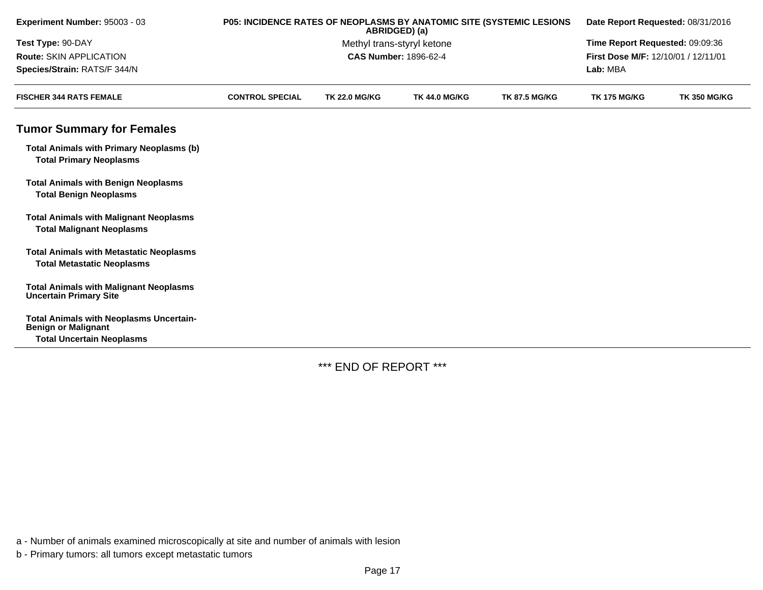**Experiment Number:** 95003 - 03

**Test Type:** 90-DAY

**Route:** SKIN APPLICATION

**Species/Strain:** RATS/F 344/N

**P05: INCIDENCE RATES OF NEOPLASMS BY ANATOMIC SITE (SYSTEMIC LESIONS ABRIDGED) (a)**

Methyl trans-styryl ketone

**CAS Number:** 1896-62-4

**Date Report Requested:** 08/31/2016

**Time Report Requested:** 09:09:36

**First Dose M/F:** 12/10/01 / 12/11/01

**Lab:** MBA

| FISCHER 344 RATS FEMALE | CONTROL SPECIAL | TK 22.0 MG/KG | TK 44.0 MG/KG | TK 87.5 MG/KG | TK 175 MG/KG | TK 350 MG/KG |
|---|---|---|---|---|---|---|
| **Tumor Summary for Females** | | | | | | |
| **Total Animals with Primary Neoplasms (b)** | | | | | | |
| **Total Primary Neoplasms** | | | | | | |
| **Total Animals with Benign Neoplasms** | | | | | | |
| **Total Benign Neoplasms** | | | | | | |
| **Total Animals with Malignant Neoplasms** | | | | | | |
| **Total Malignant Neoplasms** | | | | | | |
| **Total Animals with Metastatic Neoplasms** | | | | | | |
| **Total Metastatic Neoplasms** | | | | | | |
| **Total Animals with Malignant Neoplasms Uncertain Primary Site** | | | | | | |
| **Total Animals with Neoplasms Uncertain-Benign or Malignant** | | | | | | |
| **Total Uncertain Neoplasms** | | | | | | |

*** END OF REPORT ***

a - Number of animals examined microscopically at site and number of animals with lesion

b - Primary tumors: all tumors except metastatic tumors